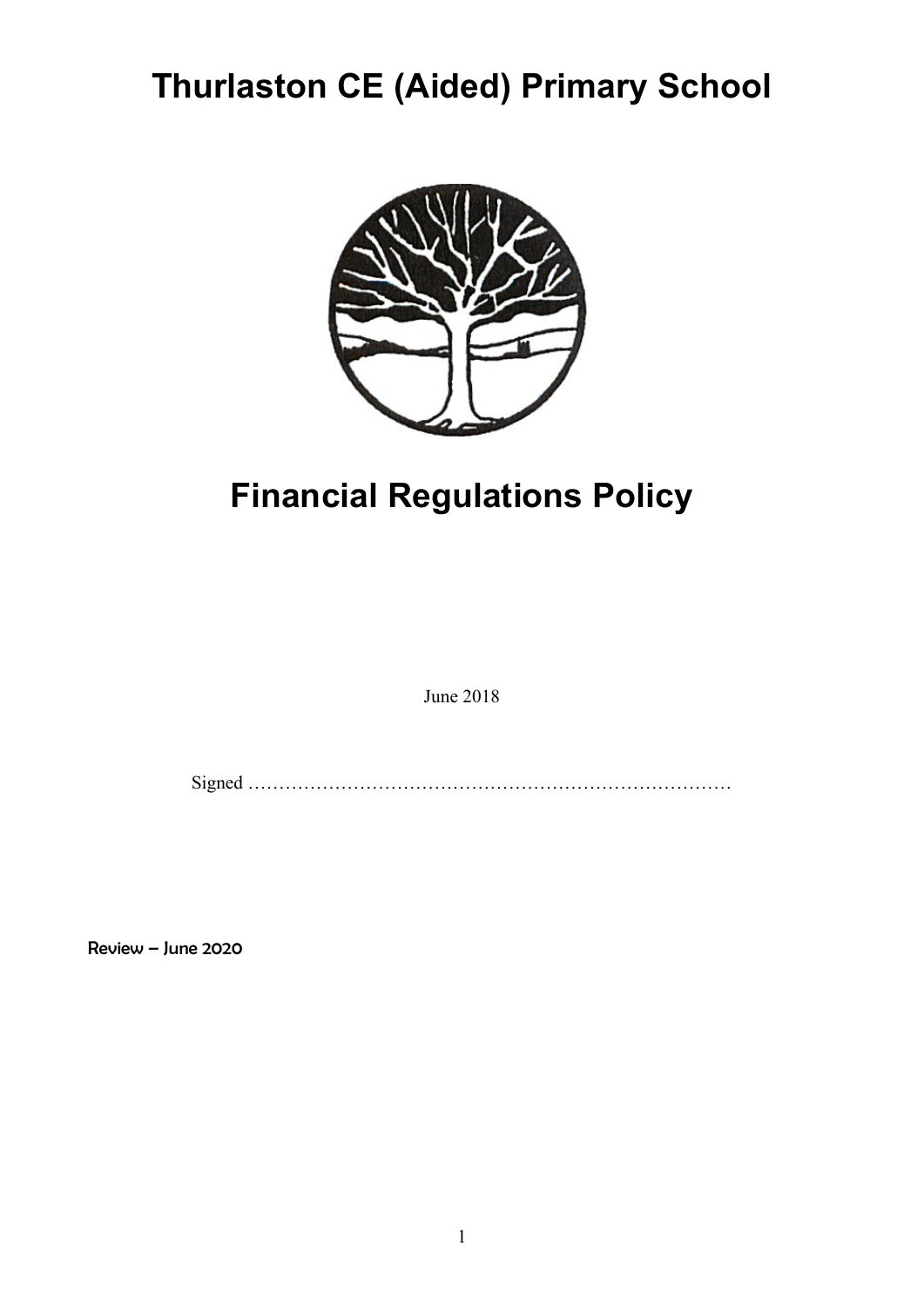# Thurlaston CE (Aided) Primary School

# Financial Regulations Policy

June 2018

Signed ……………………………………………………………………

Review – June 2020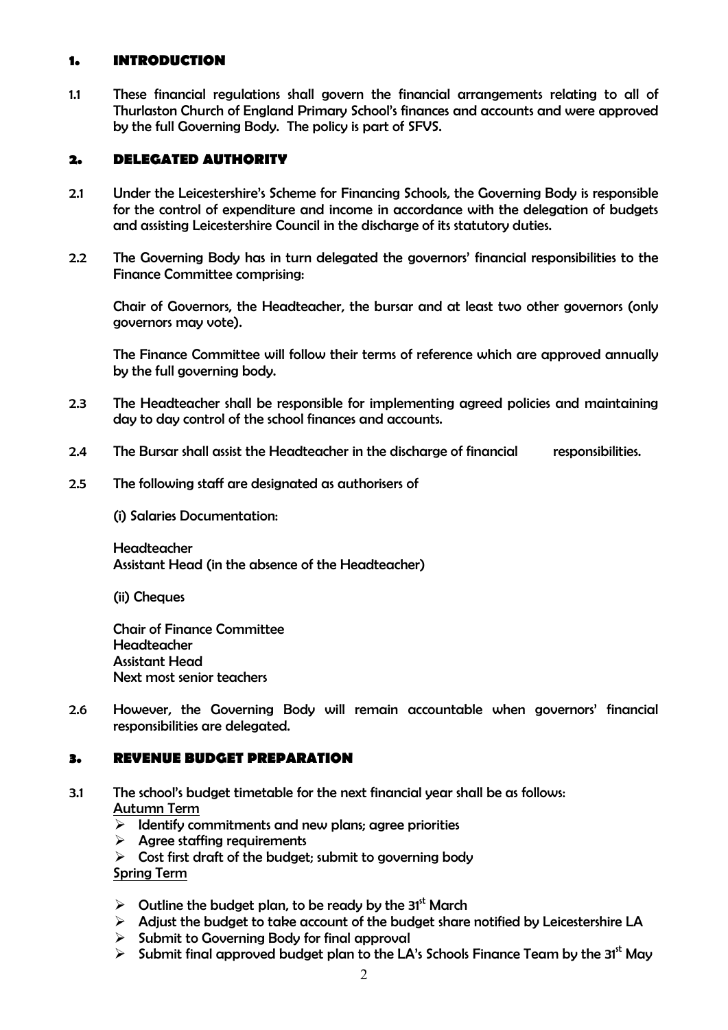## 1. INTRODUCTION

1.1 These financial regulations shall govern the financial arrangements relating to all of Thurlaston Church of England Primary School's finances and accounts and were approved by the full Governing Body. The policy is part of SFVS.

## 2. DELEGATED AUTHORITY

2.1 Under the Leicestershire's Scheme for Financing Schools, the Governing Body is responsible for the control of expenditure and income in accordance with the delegation of budgets and assisting Leicestershire Council in the discharge of its statutory duties.

2.2 The Governing Body has in turn delegated the governors' financial responsibilities to the Finance Committee comprising:

Chair of Governors, the Headteacher, the bursar and at least two other governors (only governors may vote).

The Finance Committee will follow their terms of reference which are approved annually by the full governing body.

2.3 The Headteacher shall be responsible for implementing agreed policies and maintaining day to day control of the school finances and accounts.

2.4 The Bursar shall assist the Headteacher in the discharge of financial responsibilities.

2.5 The following staff are designated as authorisers of

(i) Salaries Documentation:

Headteacher
Assistant Head (in the absence of the Headteacher)

(ii) Cheques

Chair of Finance Committee
Headteacher
Assistant Head
Next most senior teachers

2.6 However, the Governing Body will remain accountable when governors' financial responsibilities are delegated.

## 3. REVENUE BUDGET PREPARATION

3.1 The school's budget timetable for the next financial year shall be as follows:

Autumn Term

- Identify commitments and new plans; agree priorities
- Agree staffing requirements
- Cost first draft of the budget; submit to governing body

Spring Term

- Outline the budget plan, to be ready by the 31st March
- Adjust the budget to take account of the budget share notified by Leicestershire LA
- Submit to Governing Body for final approval
- Submit final approved budget plan to the LA's Schools Finance Team by the 31st May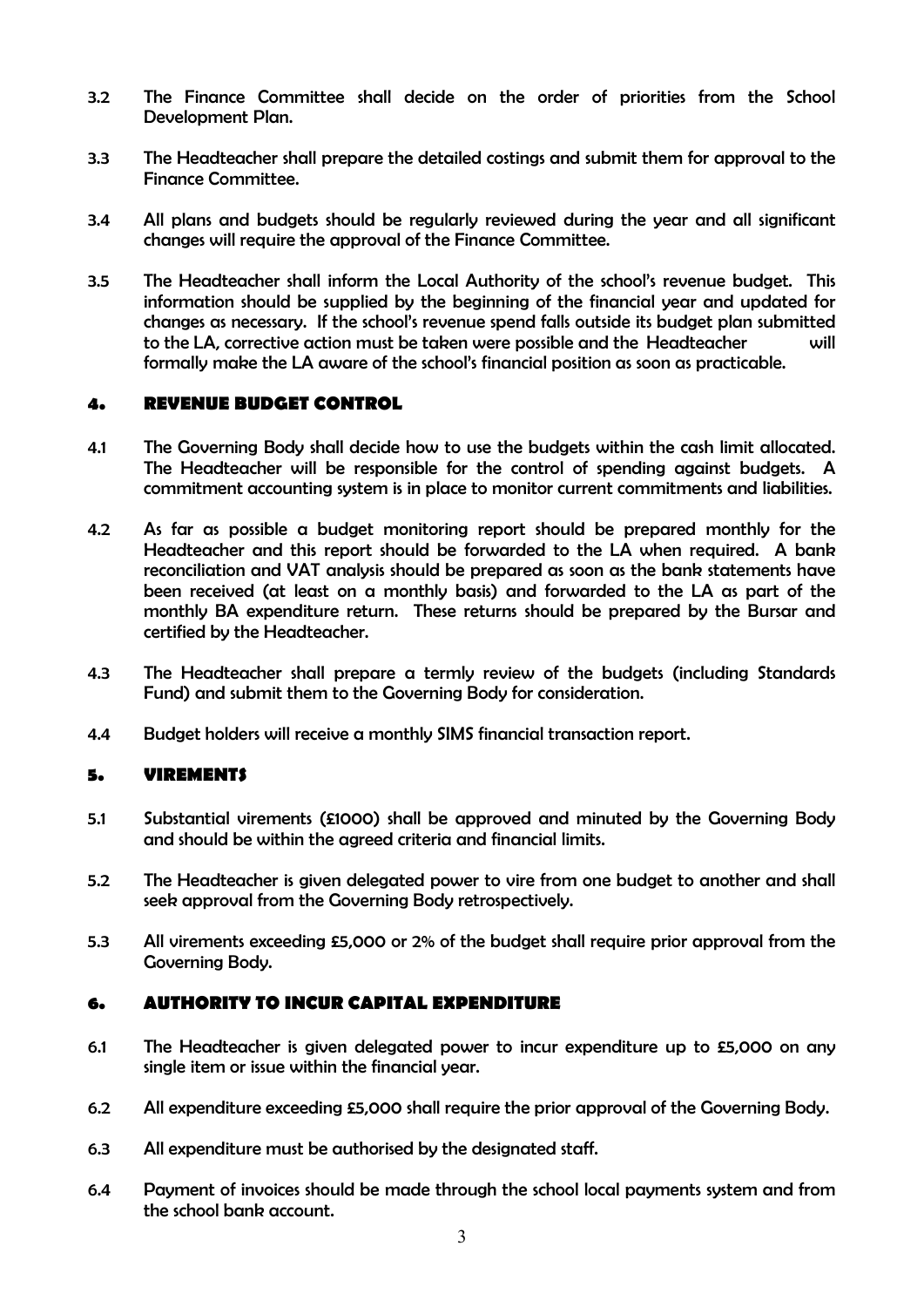3.2 The Finance Committee shall decide on the order of priorities from the School Development Plan.

3.3 The Headteacher shall prepare the detailed costings and submit them for approval to the Finance Committee.

3.4 All plans and budgets should be regularly reviewed during the year and all significant changes will require the approval of the Finance Committee.

3.5 The Headteacher shall inform the Local Authority of the school's revenue budget. This information should be supplied by the beginning of the financial year and updated for changes as necessary. If the school's revenue spend falls outside its budget plan submitted to the LA, corrective action must be taken were possible and the Headteacher will formally make the LA aware of the school's financial position as soon as practicable.

## 4. REVENUE BUDGET CONTROL

4.1 The Governing Body shall decide how to use the budgets within the cash limit allocated. The Headteacher will be responsible for the control of spending against budgets. A commitment accounting system is in place to monitor current commitments and liabilities.

4.2 As far as possible a budget monitoring report should be prepared monthly for the Headteacher and this report should be forwarded to the LA when required. A bank reconciliation and VAT analysis should be prepared as soon as the bank statements have been received (at least on a monthly basis) and forwarded to the LA as part of the monthly BA expenditure return. These returns should be prepared by the Bursar and certified by the Headteacher.

4.3 The Headteacher shall prepare a termly review of the budgets (including Standards Fund) and submit them to the Governing Body for consideration.

4.4 Budget holders will receive a monthly SIMS financial transaction report.

## 5. VIREMENTS

5.1 Substantial virements (£1000) shall be approved and minuted by the Governing Body and should be within the agreed criteria and financial limits.

5.2 The Headteacher is given delegated power to vire from one budget to another and shall seek approval from the Governing Body retrospectively.

5.3 All virements exceeding £5,000 or 2% of the budget shall require prior approval from the Governing Body.

## 6. AUTHORITY TO INCUR CAPITAL EXPENDITURE

6.1 The Headteacher is given delegated power to incur expenditure up to £5,000 on any single item or issue within the financial year.

6.2 All expenditure exceeding £5,000 shall require the prior approval of the Governing Body.

6.3 All expenditure must be authorised by the designated staff.

6.4 Payment of invoices should be made through the school local payments system and from the school bank account.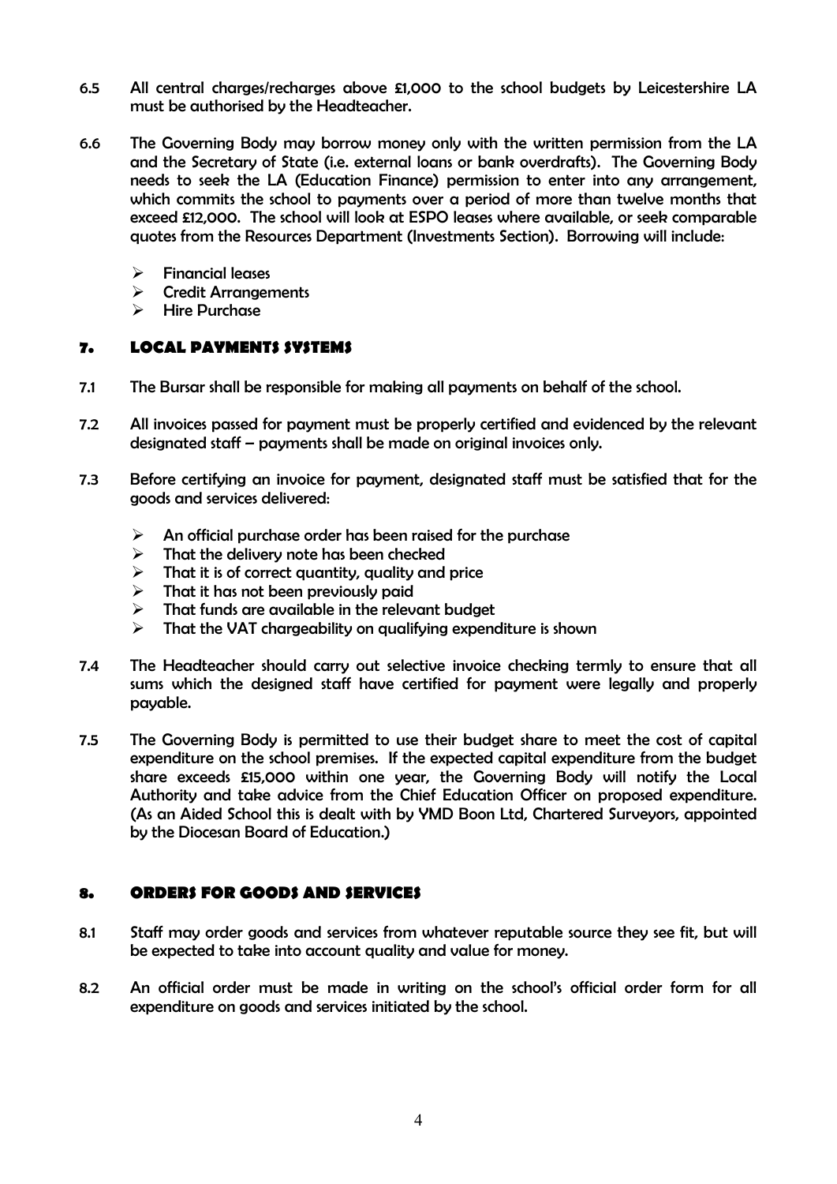6.5 All central charges/recharges above £1,000 to the school budgets by Leicestershire LA must be authorised by the Headteacher.

6.6 The Governing Body may borrow money only with the written permission from the LA and the Secretary of State (i.e. external loans or bank overdrafts). The Governing Body needs to seek the LA (Education Finance) permission to enter into any arrangement, which commits the school to payments over a period of more than twelve months that exceed £12,000. The school will look at ESPO leases where available, or seek comparable quotes from the Resources Department (Investments Section). Borrowing will include:

- Financial leases
- Credit Arrangements
- Hire Purchase

## 7. LOCAL PAYMENTS SYSTEMS

7.1 The Bursar shall be responsible for making all payments on behalf of the school.

7.2 All invoices passed for payment must be properly certified and evidenced by the relevant designated staff – payments shall be made on original invoices only.

7.3 Before certifying an invoice for payment, designated staff must be satisfied that for the goods and services delivered:

- An official purchase order has been raised for the purchase
- That the delivery note has been checked
- That it is of correct quantity, quality and price
- That it has not been previously paid
- That funds are available in the relevant budget
- That the VAT chargeability on qualifying expenditure is shown

7.4 The Headteacher should carry out selective invoice checking termly to ensure that all sums which the designed staff have certified for payment were legally and properly payable.

7.5 The Governing Body is permitted to use their budget share to meet the cost of capital expenditure on the school premises. If the expected capital expenditure from the budget share exceeds £15,000 within one year, the Governing Body will notify the Local Authority and take advice from the Chief Education Officer on proposed expenditure. (As an Aided School this is dealt with by YMD Boon Ltd, Chartered Surveyors, appointed by the Diocesan Board of Education.)

## 8. ORDERS FOR GOODS AND SERVICES

8.1 Staff may order goods and services from whatever reputable source they see fit, but will be expected to take into account quality and value for money.

8.2 An official order must be made in writing on the school's official order form for all expenditure on goods and services initiated by the school.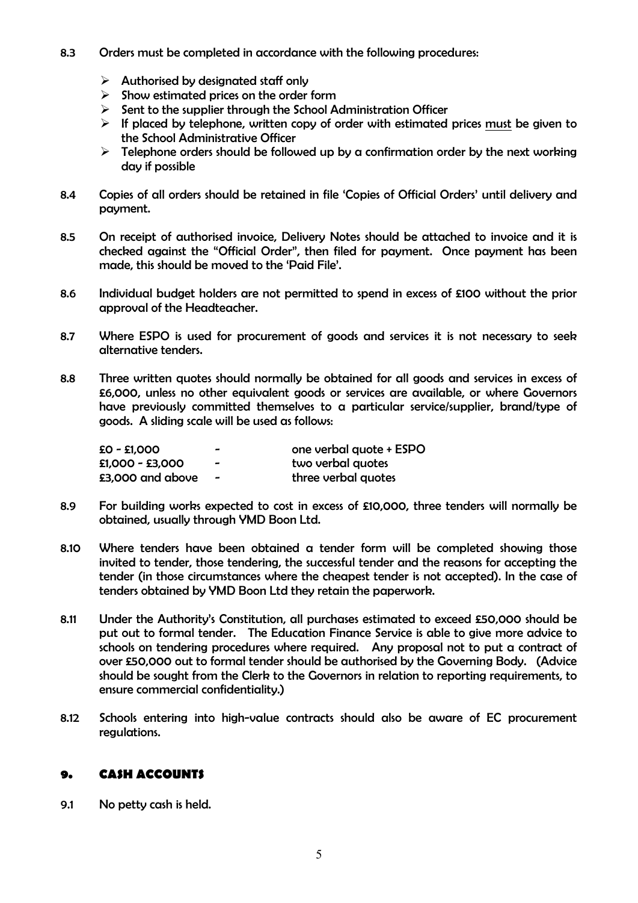8.3 Orders must be completed in accordance with the following procedures:

- Authorised by designated staff only
- Show estimated prices on the order form
- Sent to the supplier through the School Administration Officer
- If placed by telephone, written copy of order with estimated prices must be given to the School Administrative Officer
- Telephone orders should be followed up by a confirmation order by the next working day if possible

8.4 Copies of all orders should be retained in file 'Copies of Official Orders' until delivery and payment.

8.5 On receipt of authorised invoice, Delivery Notes should be attached to invoice and it is checked against the "Official Order", then filed for payment. Once payment has been made, this should be moved to the 'Paid File'.

8.6 Individual budget holders are not permitted to spend in excess of £100 without the prior approval of the Headteacher.

8.7 Where ESPO is used for procurement of goods and services it is not necessary to seek alternative tenders.

8.8 Three written quotes should normally be obtained for all goods and services in excess of £6,000, unless no other equivalent goods or services are available, or where Governors have previously committed themselves to a particular service/supplier, brand/type of goods. A sliding scale will be used as follows:

| | | |
|---|---|---|
| £0 - £1,000 | - | one verbal quote + ESPO |
| £1,000 - £3,000 | - | two verbal quotes |
| £3,000 and above | - | three verbal quotes |

8.9 For building works expected to cost in excess of £10,000, three tenders will normally be obtained, usually through YMD Boon Ltd.

8.10 Where tenders have been obtained a tender form will be completed showing those invited to tender, those tendering, the successful tender and the reasons for accepting the tender (in those circumstances where the cheapest tender is not accepted). In the case of tenders obtained by YMD Boon Ltd they retain the paperwork.

8.11 Under the Authority's Constitution, all purchases estimated to exceed £50,000 should be put out to formal tender. The Education Finance Service is able to give more advice to schools on tendering procedures where required. Any proposal not to put a contract of over £50,000 out to formal tender should be authorised by the Governing Body. (Advice should be sought from the Clerk to the Governors in relation to reporting requirements, to ensure commercial confidentiality.)

8.12 Schools entering into high-value contracts should also be aware of EC procurement regulations.

## 9. CASH ACCOUNTS

9.1 No petty cash is held.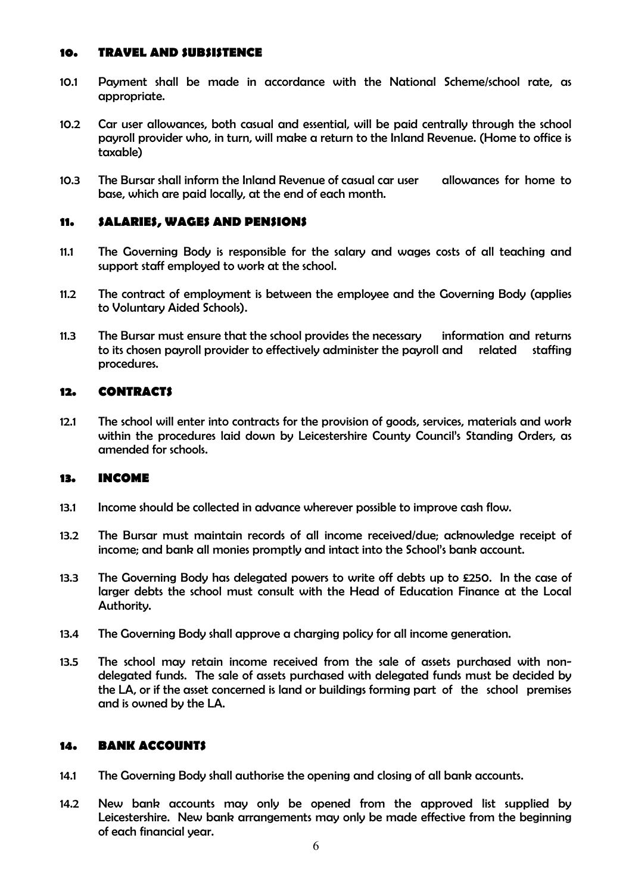## 10. TRAVEL AND SUBSISTENCE

10.1 Payment shall be made in accordance with the National Scheme/school rate, as appropriate.

10.2 Car user allowances, both casual and essential, will be paid centrally through the school payroll provider who, in turn, will make a return to the Inland Revenue. (Home to office is taxable)

10.3 The Bursar shall inform the Inland Revenue of casual car user allowances for home to base, which are paid locally, at the end of each month.

## 11. SALARIES, WAGES AND PENSIONS

11.1 The Governing Body is responsible for the salary and wages costs of all teaching and support staff employed to work at the school.

11.2 The contract of employment is between the employee and the Governing Body (applies to Voluntary Aided Schools).

11.3 The Bursar must ensure that the school provides the necessary information and returns to its chosen payroll provider to effectively administer the payroll and related staffing procedures.

## 12. CONTRACTS

12.1 The school will enter into contracts for the provision of goods, services, materials and work within the procedures laid down by Leicestershire County Council's Standing Orders, as amended for schools.

## 13. INCOME

13.1 Income should be collected in advance wherever possible to improve cash flow.

13.2 The Bursar must maintain records of all income received/due; acknowledge receipt of income; and bank all monies promptly and intact into the School's bank account.

13.3 The Governing Body has delegated powers to write off debts up to £250. In the case of larger debts the school must consult with the Head of Education Finance at the Local Authority.

13.4 The Governing Body shall approve a charging policy for all income generation.

13.5 The school may retain income received from the sale of assets purchased with non-delegated funds. The sale of assets purchased with delegated funds must be decided by the LA, or if the asset concerned is land or buildings forming part of the school premises and is owned by the LA.

## 14. BANK ACCOUNTS

14.1 The Governing Body shall authorise the opening and closing of all bank accounts.

14.2 New bank accounts may only be opened from the approved list supplied by Leicestershire. New bank arrangements may only be made effective from the beginning of each financial year.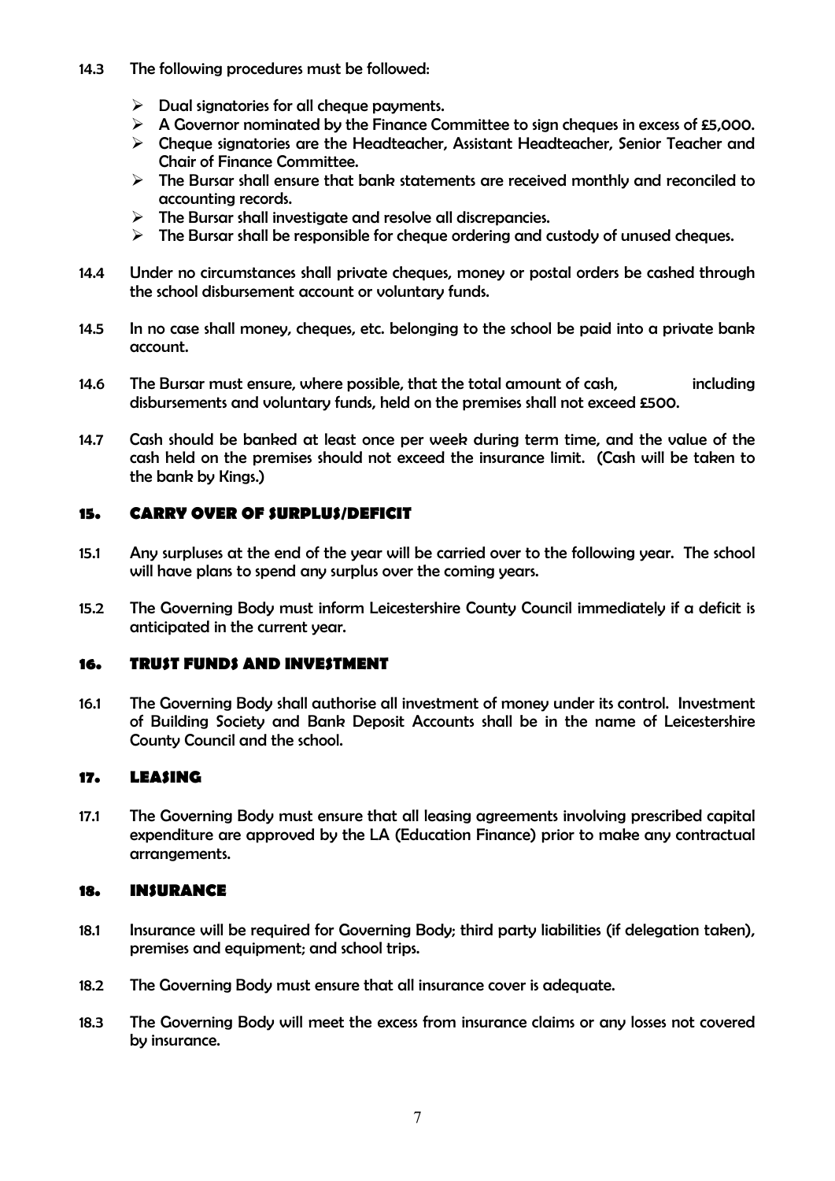14.3 The following procedures must be followed:

- Dual signatories for all cheque payments.
- A Governor nominated by the Finance Committee to sign cheques in excess of £5,000.
- Cheque signatories are the Headteacher, Assistant Headteacher, Senior Teacher and Chair of Finance Committee.
- The Bursar shall ensure that bank statements are received monthly and reconciled to accounting records.
- The Bursar shall investigate and resolve all discrepancies.
- The Bursar shall be responsible for cheque ordering and custody of unused cheques.

14.4 Under no circumstances shall private cheques, money or postal orders be cashed through the school disbursement account or voluntary funds.

14.5 In no case shall money, cheques, etc. belonging to the school be paid into a private bank account.

14.6 The Bursar must ensure, where possible, that the total amount of cash, including disbursements and voluntary funds, held on the premises shall not exceed £500.

14.7 Cash should be banked at least once per week during term time, and the value of the cash held on the premises should not exceed the insurance limit. (Cash will be taken to the bank by Kings.)

## 15. CARRY OVER OF SURPLUS/DEFICIT

15.1 Any surpluses at the end of the year will be carried over to the following year. The school will have plans to spend any surplus over the coming years.

15.2 The Governing Body must inform Leicestershire County Council immediately if a deficit is anticipated in the current year.

## 16. TRUST FUNDS AND INVESTMENT

16.1 The Governing Body shall authorise all investment of money under its control. Investment of Building Society and Bank Deposit Accounts shall be in the name of Leicestershire County Council and the school.

## 17. LEASING

17.1 The Governing Body must ensure that all leasing agreements involving prescribed capital expenditure are approved by the LA (Education Finance) prior to make any contractual arrangements.

## 18. INSURANCE

18.1 Insurance will be required for Governing Body; third party liabilities (if delegation taken), premises and equipment; and school trips.

18.2 The Governing Body must ensure that all insurance cover is adequate.

18.3 The Governing Body will meet the excess from insurance claims or any losses not covered by insurance.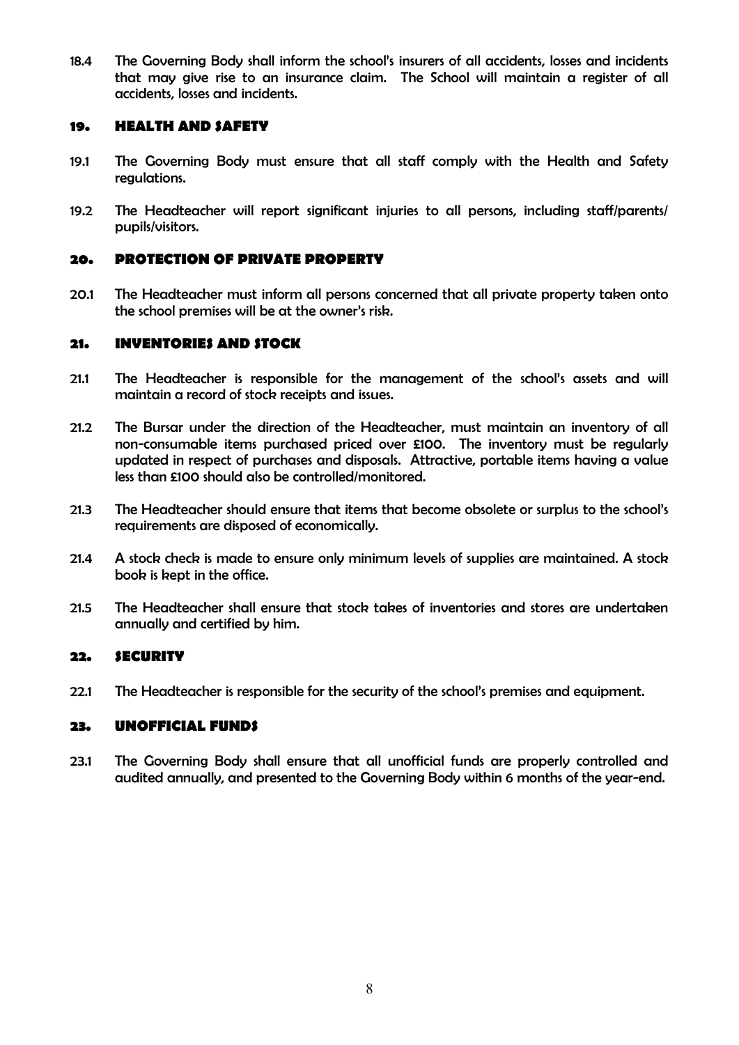18.4 The Governing Body shall inform the school's insurers of all accidents, losses and incidents that may give rise to an insurance claim. The School will maintain a register of all accidents, losses and incidents.

## 19. HEALTH AND SAFETY

19.1 The Governing Body must ensure that all staff comply with the Health and Safety regulations.

19.2 The Headteacher will report significant injuries to all persons, including staff/parents/ pupils/visitors.

## 20. PROTECTION OF PRIVATE PROPERTY

20.1 The Headteacher must inform all persons concerned that all private property taken onto the school premises will be at the owner's risk.

## 21. INVENTORIES AND STOCK

21.1 The Headteacher is responsible for the management of the school's assets and will maintain a record of stock receipts and issues.

21.2 The Bursar under the direction of the Headteacher, must maintain an inventory of all non-consumable items purchased priced over £100. The inventory must be regularly updated in respect of purchases and disposals. Attractive, portable items having a value less than £100 should also be controlled/monitored.

21.3 The Headteacher should ensure that items that become obsolete or surplus to the school's requirements are disposed of economically.

21.4 A stock check is made to ensure only minimum levels of supplies are maintained. A stock book is kept in the office.

21.5 The Headteacher shall ensure that stock takes of inventories and stores are undertaken annually and certified by him.

## 22. SECURITY

22.1 The Headteacher is responsible for the security of the school's premises and equipment.

## 23. UNOFFICIAL FUNDS

23.1 The Governing Body shall ensure that all unofficial funds are properly controlled and audited annually, and presented to the Governing Body within 6 months of the year-end.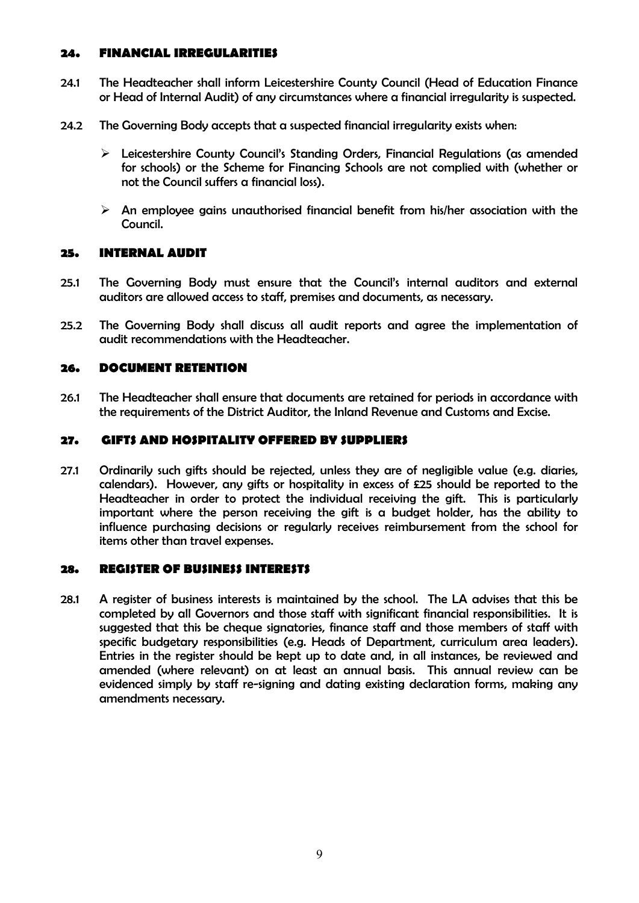## 24. FINANCIAL IRREGULARITIES

24.1 The Headteacher shall inform Leicestershire County Council (Head of Education Finance or Head of Internal Audit) of any circumstances where a financial irregularity is suspected.

24.2 The Governing Body accepts that a suspected financial irregularity exists when:

- Leicestershire County Council's Standing Orders, Financial Regulations (as amended for schools) or the Scheme for Financing Schools are not complied with (whether or not the Council suffers a financial loss).
- An employee gains unauthorised financial benefit from his/her association with the Council.

## 25. INTERNAL AUDIT

25.1 The Governing Body must ensure that the Council's internal auditors and external auditors are allowed access to staff, premises and documents, as necessary.

25.2 The Governing Body shall discuss all audit reports and agree the implementation of audit recommendations with the Headteacher.

## 26. DOCUMENT RETENTION

26.1 The Headteacher shall ensure that documents are retained for periods in accordance with the requirements of the District Auditor, the Inland Revenue and Customs and Excise.

## 27. GIFTS AND HOSPITALITY OFFERED BY SUPPLIERS

27.1 Ordinarily such gifts should be rejected, unless they are of negligible value (e.g. diaries, calendars). However, any gifts or hospitality in excess of £25 should be reported to the Headteacher in order to protect the individual receiving the gift. This is particularly important where the person receiving the gift is a budget holder, has the ability to influence purchasing decisions or regularly receives reimbursement from the school for items other than travel expenses.

## 28. REGISTER OF BUSINESS INTERESTS

28.1 A register of business interests is maintained by the school. The LA advises that this be completed by all Governors and those staff with significant financial responsibilities. It is suggested that this be cheque signatories, finance staff and those members of staff with specific budgetary responsibilities (e.g. Heads of Department, curriculum area leaders). Entries in the register should be kept up to date and, in all instances, be reviewed and amended (where relevant) on at least an annual basis. This annual review can be evidenced simply by staff re-signing and dating existing declaration forms, making any amendments necessary.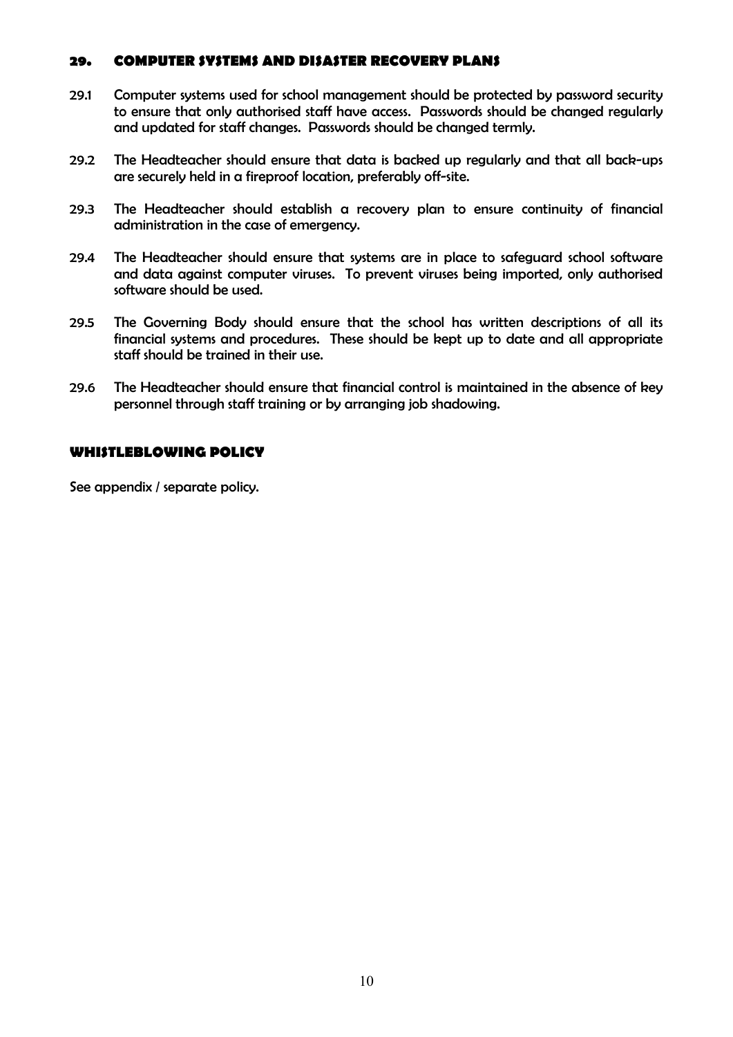## 29. COMPUTER SYSTEMS AND DISASTER RECOVERY PLANS

29.1 Computer systems used for school management should be protected by password security to ensure that only authorised staff have access. Passwords should be changed regularly and updated for staff changes. Passwords should be changed termly.

29.2 The Headteacher should ensure that data is backed up regularly and that all back-ups are securely held in a fireproof location, preferably off-site.

29.3 The Headteacher should establish a recovery plan to ensure continuity of financial administration in the case of emergency.

29.4 The Headteacher should ensure that systems are in place to safeguard school software and data against computer viruses. To prevent viruses being imported, only authorised software should be used.

29.5 The Governing Body should ensure that the school has written descriptions of all its financial systems and procedures. These should be kept up to date and all appropriate staff should be trained in their use.

29.6 The Headteacher should ensure that financial control is maintained in the absence of key personnel through staff training or by arranging job shadowing.

## WHISTLEBLOWING POLICY

See appendix / separate policy.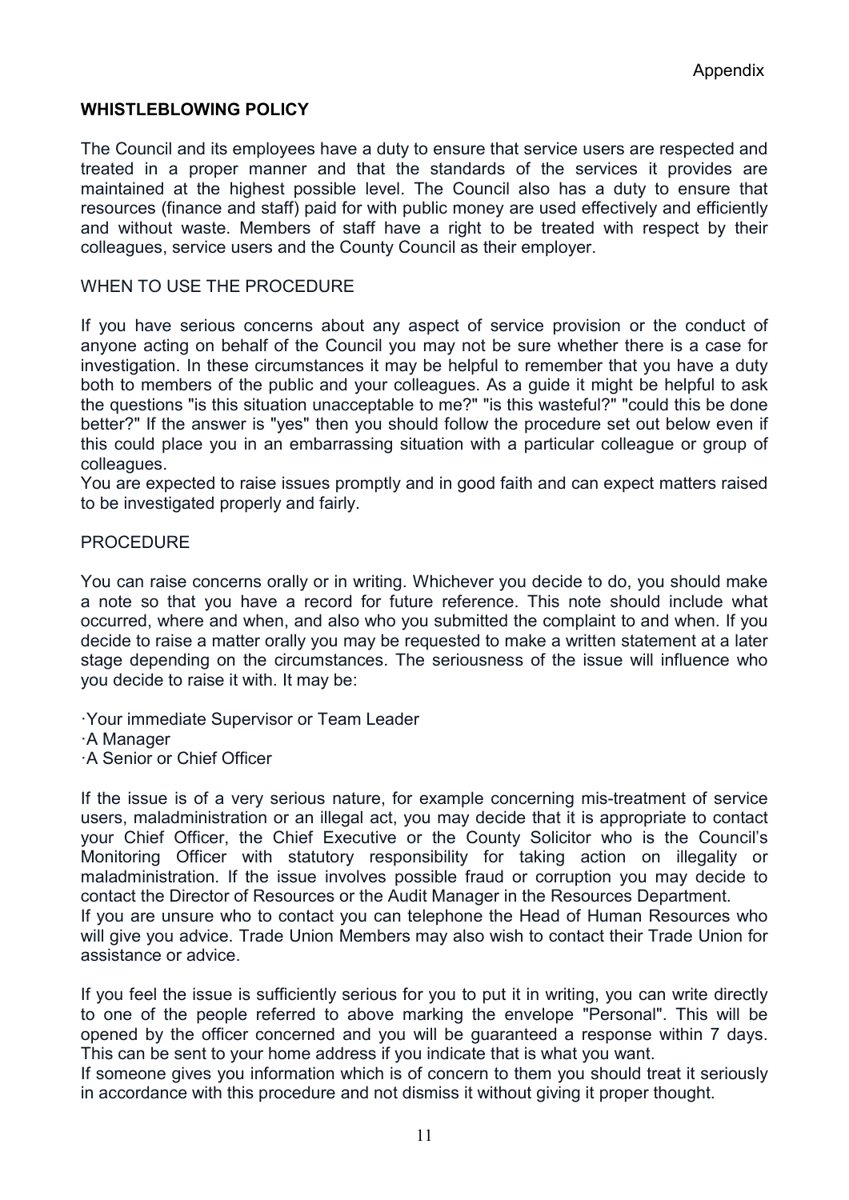Appendix

## WHISTLEBLOWING POLICY

The Council and its employees have a duty to ensure that service users are respected and treated in a proper manner and that the standards of the services it provides are maintained at the highest possible level. The Council also has a duty to ensure that resources (finance and staff) paid for with public money are used effectively and efficiently and without waste. Members of staff have a right to be treated with respect by their colleagues, service users and the County Council as their employer.

### WHEN TO USE THE PROCEDURE

If you have serious concerns about any aspect of service provision or the conduct of anyone acting on behalf of the Council you may not be sure whether there is a case for investigation. In these circumstances it may be helpful to remember that you have a duty both to members of the public and your colleagues. As a guide it might be helpful to ask the questions "is this situation unacceptable to me?" "is this wasteful?" "could this be done better?" If the answer is "yes" then you should follow the procedure set out below even if this could place you in an embarrassing situation with a particular colleague or group of colleagues.

You are expected to raise issues promptly and in good faith and can expect matters raised to be investigated properly and fairly.

### PROCEDURE

You can raise concerns orally or in writing. Whichever you decide to do, you should make a note so that you have a record for future reference. This note should include what occurred, where and when, and also who you submitted the complaint to and when. If you decide to raise a matter orally you may be requested to make a written statement at a later stage depending on the circumstances. The seriousness of the issue will influence who you decide to raise it with. It may be:

- Your immediate Supervisor or Team Leader
- A Manager
- A Senior or Chief Officer

If the issue is of a very serious nature, for example concerning mis-treatment of service users, maladministration or an illegal act, you may decide that it is appropriate to contact your Chief Officer, the Chief Executive or the County Solicitor who is the Council's Monitoring Officer with statutory responsibility for taking action on illegality or maladministration. If the issue involves possible fraud or corruption you may decide to contact the Director of Resources or the Audit Manager in the Resources Department.

If you are unsure who to contact you can telephone the Head of Human Resources who will give you advice. Trade Union Members may also wish to contact their Trade Union for assistance or advice.

If you feel the issue is sufficiently serious for you to put it in writing, you can write directly to one of the people referred to above marking the envelope "Personal". This will be opened by the officer concerned and you will be guaranteed a response within 7 days. This can be sent to your home address if you indicate that is what you want.

If someone gives you information which is of concern to them you should treat it seriously in accordance with this procedure and not dismiss it without giving it proper thought.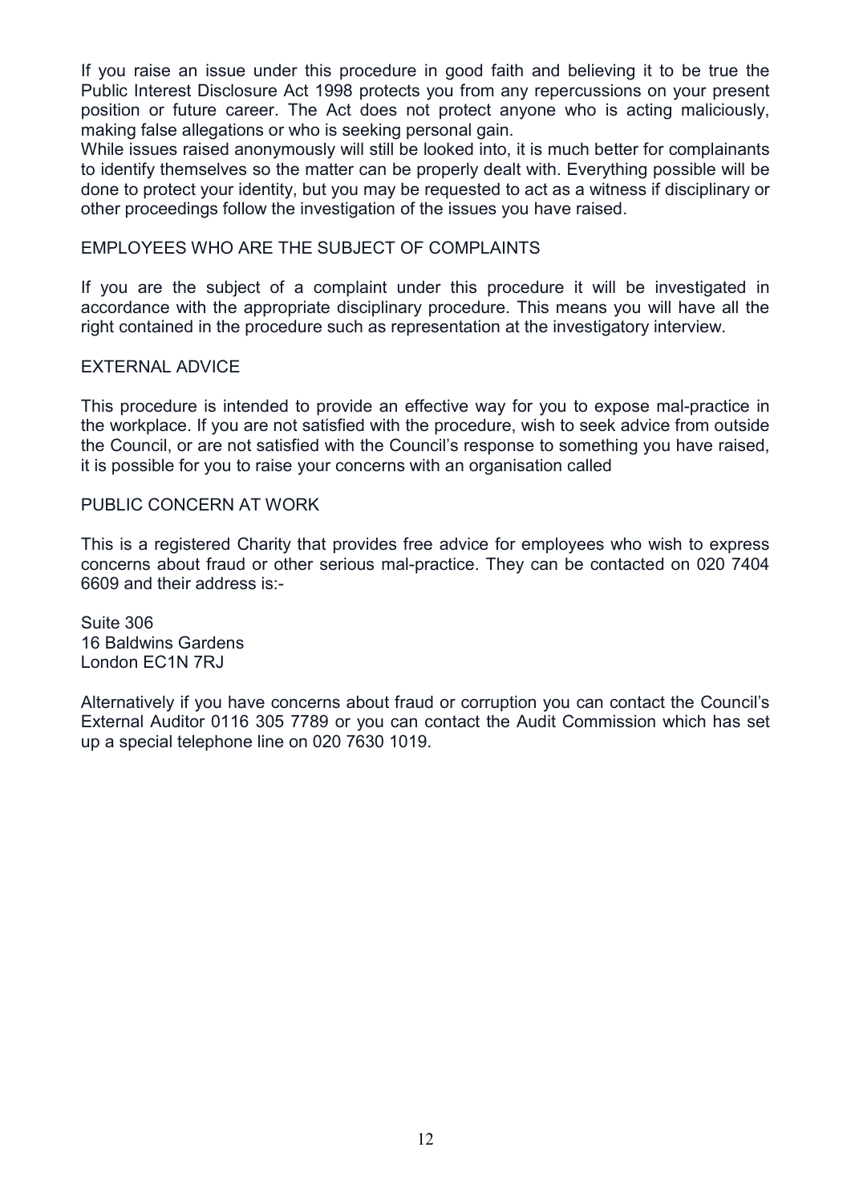If you raise an issue under this procedure in good faith and believing it to be true the Public Interest Disclosure Act 1998 protects you from any repercussions on your present position or future career. The Act does not protect anyone who is acting maliciously, making false allegations or who is seeking personal gain.

While issues raised anonymously will still be looked into, it is much better for complainants to identify themselves so the matter can be properly dealt with. Everything possible will be done to protect your identity, but you may be requested to act as a witness if disciplinary or other proceedings follow the investigation of the issues you have raised.

## EMPLOYEES WHO ARE THE SUBJECT OF COMPLAINTS

If you are the subject of a complaint under this procedure it will be investigated in accordance with the appropriate disciplinary procedure. This means you will have all the right contained in the procedure such as representation at the investigatory interview.

## EXTERNAL ADVICE

This procedure is intended to provide an effective way for you to expose mal-practice in the workplace. If you are not satisfied with the procedure, wish to seek advice from outside the Council, or are not satisfied with the Council's response to something you have raised, it is possible for you to raise your concerns with an organisation called

## PUBLIC CONCERN AT WORK

This is a registered Charity that provides free advice for employees who wish to express concerns about fraud or other serious mal-practice. They can be contacted on 020 7404 6609 and their address is:-

Suite 306  
16 Baldwins Gardens  
London EC1N 7RJ

Alternatively if you have concerns about fraud or corruption you can contact the Council's External Auditor 0116 305 7789 or you can contact the Audit Commission which has set up a special telephone line on 020 7630 1019.